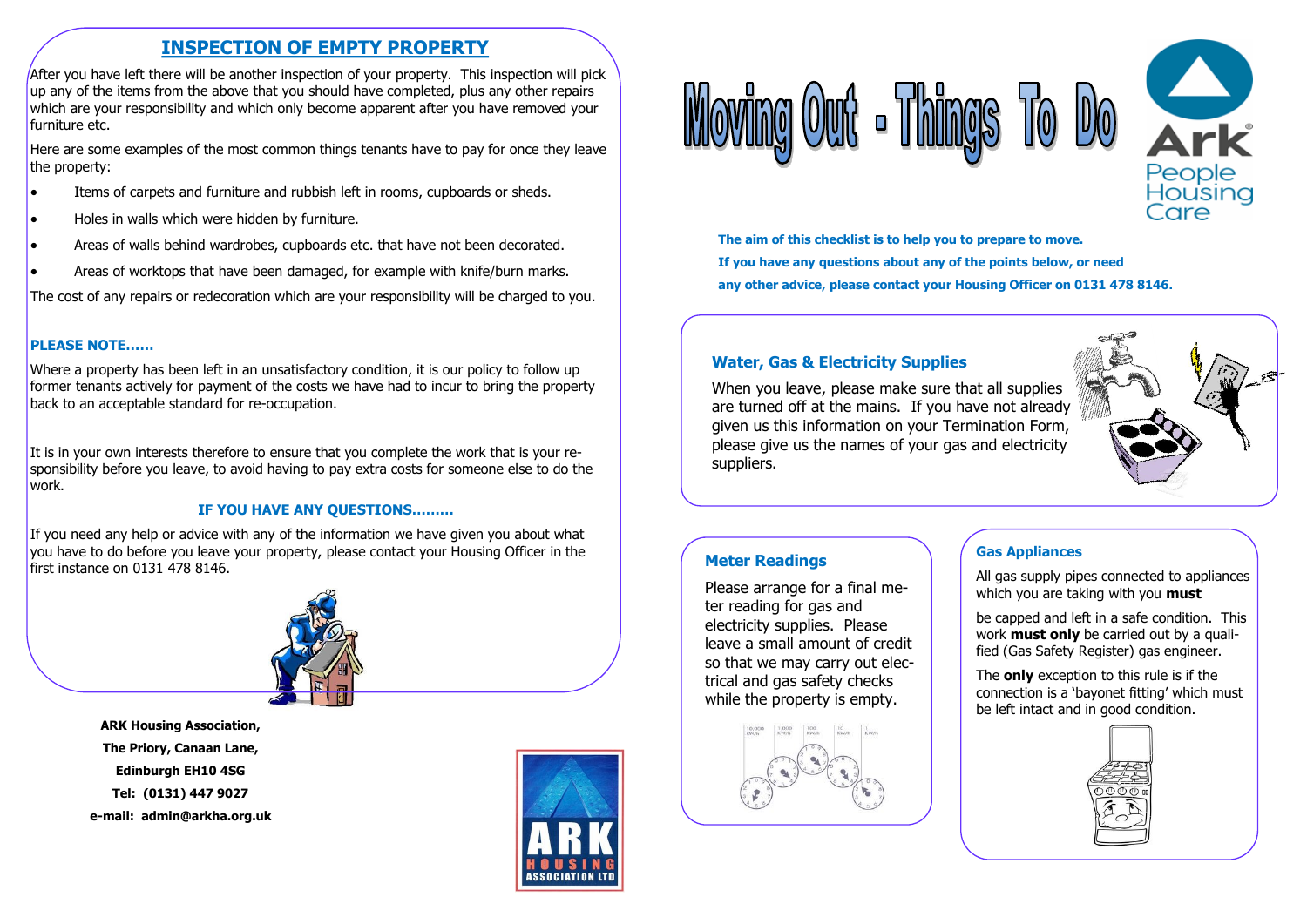## INSPECTION OF EMPTY PROPERTY

After you have left there will be another inspection of your property. This inspection will pick up any of the items from the above that you should have completed, plus any other repairs which are your responsibility and which only become apparent after you have removed your furniture etc.

Here are some examples of the most common things tenants have to pay for once they leave the property:

- Items of carpets and furniture and rubbish left in rooms, cupboards or sheds.
- Holes in walls which were hidden by furniture.
- Areas of walls behind wardrobes, cupboards etc. that have not been decorated.
- Areas of worktops that have been damaged, for example with knife/burn marks.

The cost of any repairs or redecoration which are your responsibility will be charged to you.

**PLEASE NOTE……**

Where a property has been left in an unsatisfactory condition, it is our policy to follow up former tenants actively for payment of the costs we have had to incur to bring the property back to an acceptable standard for re-occupation.

It is in your own interests therefore to ensure that you complete the work that is your responsibility before you leave, to avoid having to pay extra costs for someone else to do the work.

**IF YOU HAVE ANY QUESTIONS………**

If you need any help or advice with any of the information we have given you about what you have to do before you leave your property, please contact your Housing Officer in the first instance on 0131 478 8146.

**ARK Housing Association,**
**The Priory, Canaan Lane,**
**Edinburgh EH10 4SG**
**Tel: (0131) 447 9027**
**e-mail: admin@arkha.org.uk**

# Moving Out - Things To Do

**The aim of this checklist is to help you to prepare to move.**
**If you have any questions about any of the points below, or need any other advice, please contact your Housing Officer on 0131 478 8146.**

### Water, Gas & Electricity Supplies

When you leave, please make sure that all supplies are turned off at the mains. If you have not already given us this information on your Termination Form, please give us the names of your gas and electricity suppliers.

### Meter Readings

Please arrange for a final meter reading for gas and electricity supplies. Please leave a small amount of credit so that we may carry out electrical and gas safety checks while the property is empty.

### Gas Appliances

All gas supply pipes connected to appliances which you are taking with you **must** be capped and left in a safe condition. This work **must only** be carried out by a qualified (Gas Safety Register) gas engineer.

The **only** exception to this rule is if the connection is a 'bayonet fitting' which must be left intact and in good condition.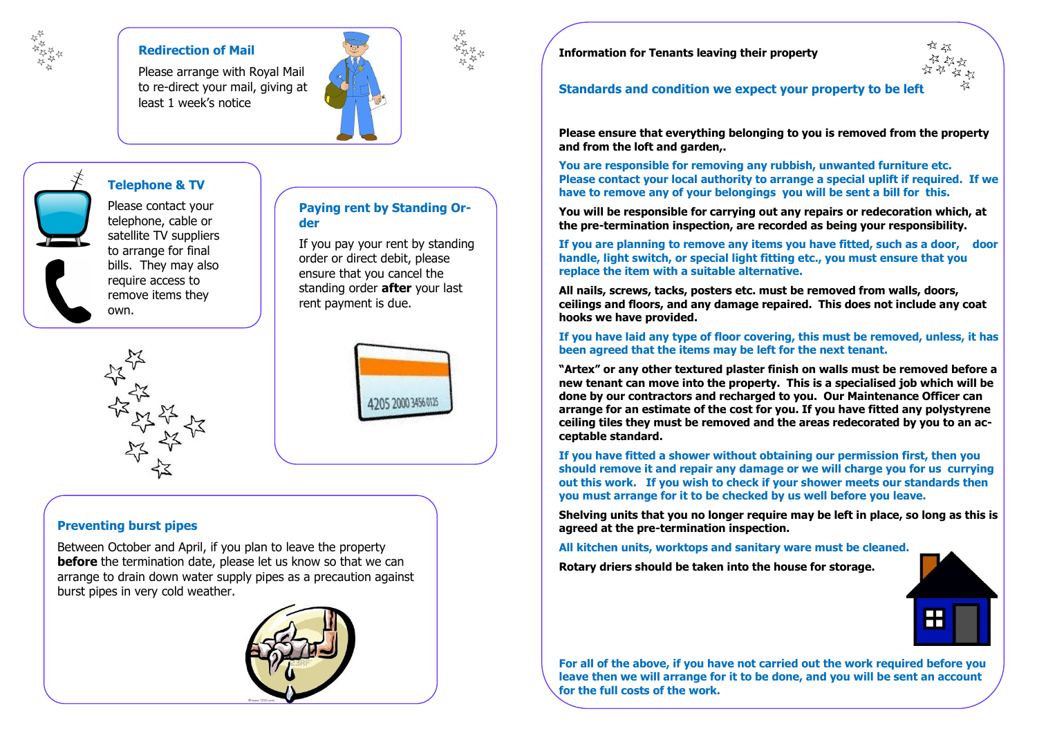## Redirection of Mail

Please arrange with Royal Mail to re-direct your mail, giving at least 1 week's notice

## Telephone & TV

Please contact your telephone, cable or satellite TV suppliers to arrange for final bills. They may also require access to remove items they own.

## Paying rent by Standing Order

If you pay your rent by standing order or direct debit, please ensure that you cancel the standing order **after** your last rent payment is due.

## Preventing burst pipes

Between October and April, if you plan to leave the property **before** the termination date, please let us know so that we can arrange to drain down water supply pipes as a precaution against burst pipes in very cold weather.

**Information for Tenants leaving their property**

## Standards and condition we expect your property to be left

**Please ensure that everything belonging to you is removed from the property and from the loft and garden,.**

**You are responsible for removing any rubbish, unwanted furniture etc. Please contact your local authority to arrange a special uplift if required. If we have to remove any of your belongings you will be sent a bill for this.**

**You will be responsible for carrying out any repairs or redecoration which, at the pre-termination inspection, are recorded as being your responsibility.**

**If you are planning to remove any items you have fitted, such as a door, door handle, light switch, or special light fitting etc., you must ensure that you replace the item with a suitable alternative.**

**All nails, screws, tacks, posters etc. must be removed from walls, doors, ceilings and floors, and any damage repaired. This does not include any coat hooks we have provided.**

**If you have laid any type of floor covering, this must be removed, unless, it has been agreed that the items may be left for the next tenant.**

**"Artex" or any other textured plaster finish on walls must be removed before a new tenant can move into the property. This is a specialised job which will be done by our contractors and recharged to you. Our Maintenance Officer can arrange for an estimate of the cost for you. If you have fitted any polystyrene ceiling tiles they must be removed and the areas redecorated by you to an acceptable standard.**

**If you have fitted a shower without obtaining our permission first, then you should remove it and repair any damage or we will charge you for us currying out this work. If you wish to check if your shower meets our standards then you must arrange for it to be checked by us well before you leave.**

**Shelving units that you no longer require may be left in place, so long as this is agreed at the pre-termination inspection.**

**All kitchen units, worktops and sanitary ware must be cleaned.**

**Rotary driers should be taken into the house for storage.**

**For all of the above, if you have not carried out the work required before you leave then we will arrange for it to be done, and you will be sent an account for the full costs of the work.**